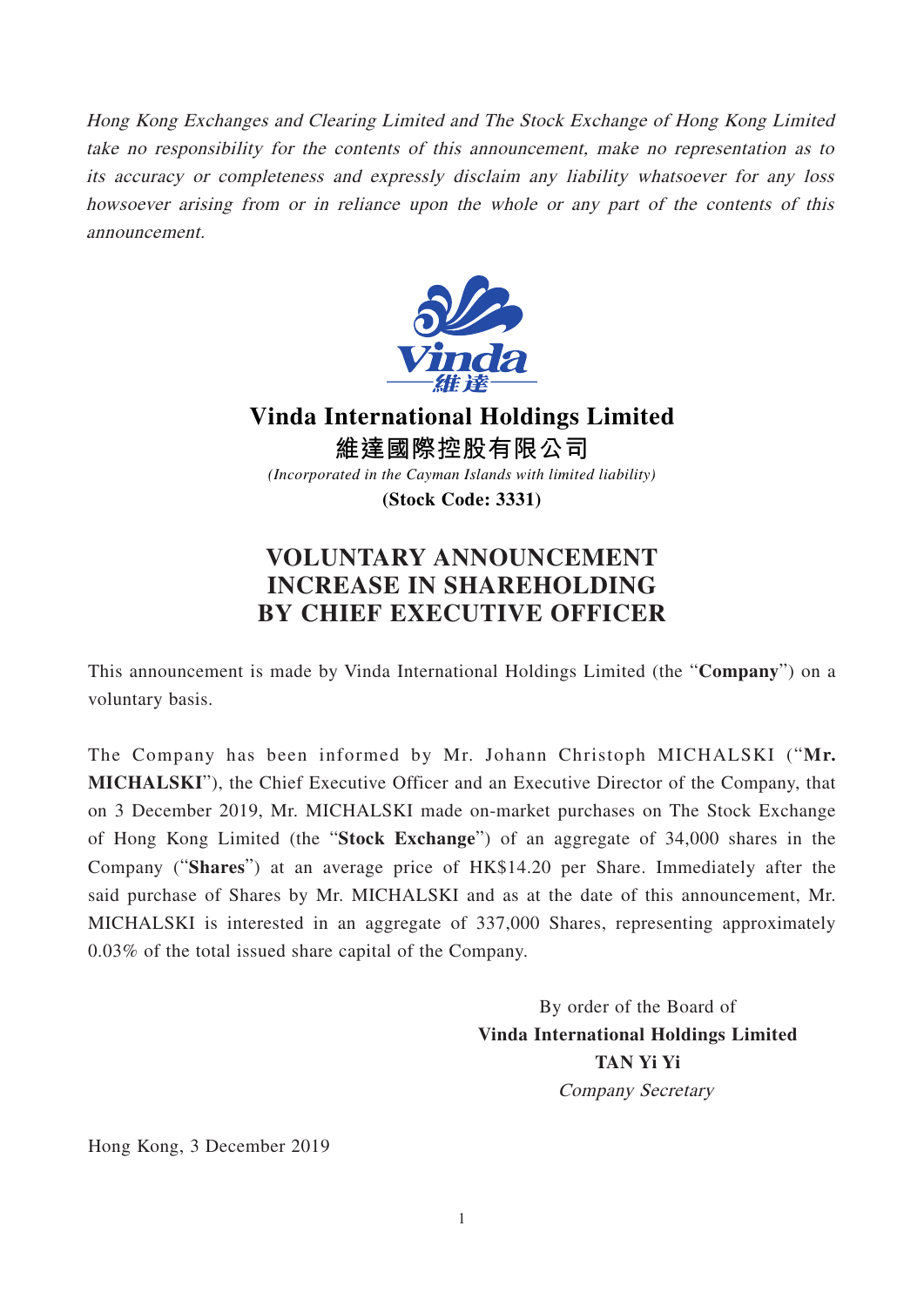*Hong Kong Exchanges and Clearing Limited and The Stock Exchange of Hong Kong Limited take no responsibility for the contents of this announcement, make no representation as to its accuracy or completeness and expressly disclaim any liability whatsoever for any loss howsoever arising from or in reliance upon the whole or any part of the contents of this announcement.*

# Vinda International Holdings Limited
# 維達國際控股有限公司

*(Incorporated in the Cayman Islands with limited liability)*

**(Stock Code: 3331)**

## VOLUNTARY ANNOUNCEMENT INCREASE IN SHAREHOLDING BY CHIEF EXECUTIVE OFFICER

This announcement is made by Vinda International Holdings Limited (the "**Company**") on a voluntary basis.

The Company has been informed by Mr. Johann Christoph MICHALSKI ("**Mr. MICHALSKI**"), the Chief Executive Officer and an Executive Director of the Company, that on 3 December 2019, Mr. MICHALSKI made on-market purchases on The Stock Exchange of Hong Kong Limited (the "**Stock Exchange**") of an aggregate of 34,000 shares in the Company ("**Shares**") at an average price of HK$14.20 per Share. Immediately after the said purchase of Shares by Mr. MICHALSKI and as at the date of this announcement, Mr. MICHALSKI is interested in an aggregate of 337,000 Shares, representing approximately 0.03% of the total issued share capital of the Company.

By order of the Board of
**Vinda International Holdings Limited**
**TAN Yi Yi**
*Company Secretary*

Hong Kong, 3 December 2019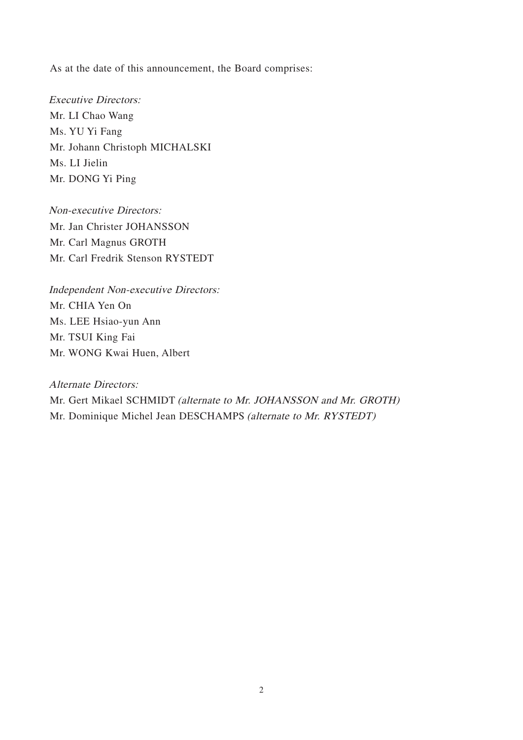As at the date of this announcement, the Board comprises:

*Executive Directors:*
Mr. LI Chao Wang
Ms. YU Yi Fang
Mr. Johann Christoph MICHALSKI
Ms. LI Jielin
Mr. DONG Yi Ping

*Non-executive Directors:*
Mr. Jan Christer JOHANSSON
Mr. Carl Magnus GROTH
Mr. Carl Fredrik Stenson RYSTEDT

*Independent Non-executive Directors:*
Mr. CHIA Yen On
Ms. LEE Hsiao-yun Ann
Mr. TSUI King Fai
Mr. WONG Kwai Huen, Albert

*Alternate Directors:*
Mr. Gert Mikael SCHMIDT *(alternate to Mr. JOHANSSON and Mr. GROTH)*
Mr. Dominique Michel Jean DESCHAMPS *(alternate to Mr. RYSTEDT)*